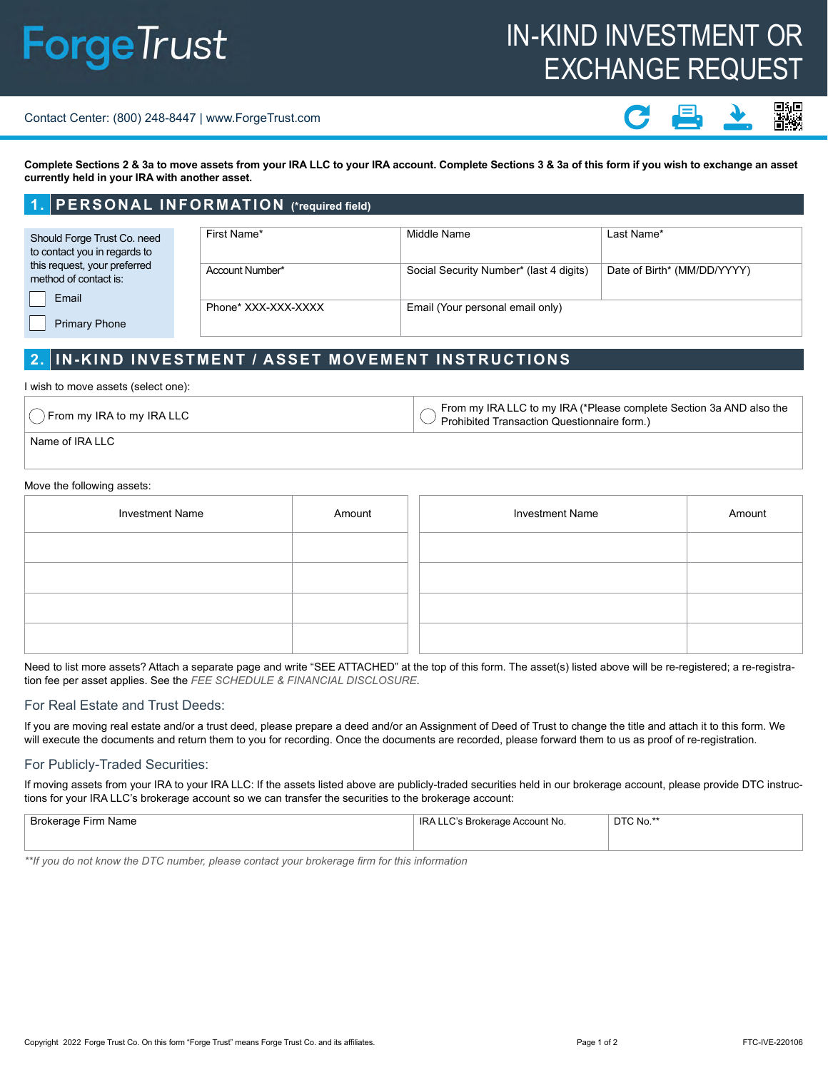# Forge Trust

# IN-KIND INVESTMENT OR EXCHANGE REQUEST

Contact Center: (800) 248-8447 | www.ForgeTrust.com

**Complete Sections 2 & 3a to move assets from your IRA LLC to your IRA account. Complete Sections 3 & 3a of this form if you wish to exchange an asset currently held in your IRA with another asset.**

## 1. PERSONAL INFORMATION (*required field)

Should Forge Trust Co. need to contact you in regards to this request, your preferred method of contact is:

- ☐ Email
- ☐ Primary Phone

| | | |
|---|---|---|
| First Name* | Middle Name | Last Name* |
| Account Number* | Social Security Number* (last 4 digits) | Date of Birth* (MM/DD/YYYY) |
| Phone* XXX-XXX-XXXX | Email (Your personal email only) | |

## 2. IN-KIND INVESTMENT / ASSET MOVEMENT INSTRUCTIONS

I wish to move assets (select one):

| | |
|---|---|
| ◯ From my IRA to my IRA LLC | ◯ From my IRA LLC to my IRA (*Please complete Section 3a AND also the Prohibited Transaction Questionnaire form.) |
| Name of IRA LLC | |

Move the following assets:

| Investment Name | Amount | Investment Name | Amount |
|---|---|---|---|
| | | | |
| | | | |
| | | | |
| | | | |

Need to list more assets? Attach a separate page and write "SEE ATTACHED" at the top of this form. The asset(s) listed above will be re-registered; a re-registration fee per asset applies. See the *FEE SCHEDULE & FINANCIAL DISCLOSURE*.

### For Real Estate and Trust Deeds:

If you are moving real estate and/or a trust deed, please prepare a deed and/or an Assignment of Deed of Trust to change the title and attach it to this form. We will execute the documents and return them to you for recording. Once the documents are recorded, please forward them to us as proof of re-registration.

### For Publicly-Traded Securities:

If moving assets from your IRA to your IRA LLC: If the assets listed above are publicly-traded securities held in our brokerage account, please provide DTC instructions for your IRA LLC's brokerage account so we can transfer the securities to the brokerage account:

| Brokerage Firm Name | IRA LLC's Brokerage Account No. | DTC No.** |
|---|---|---|
| | | |

*\*\*If you do not know the DTC number, please contact your brokerage firm for this information*

Copyright 2022 Forge Trust Co. On this form "Forge Trust" means Forge Trust Co. and its affiliates.

FTC-IVE-220106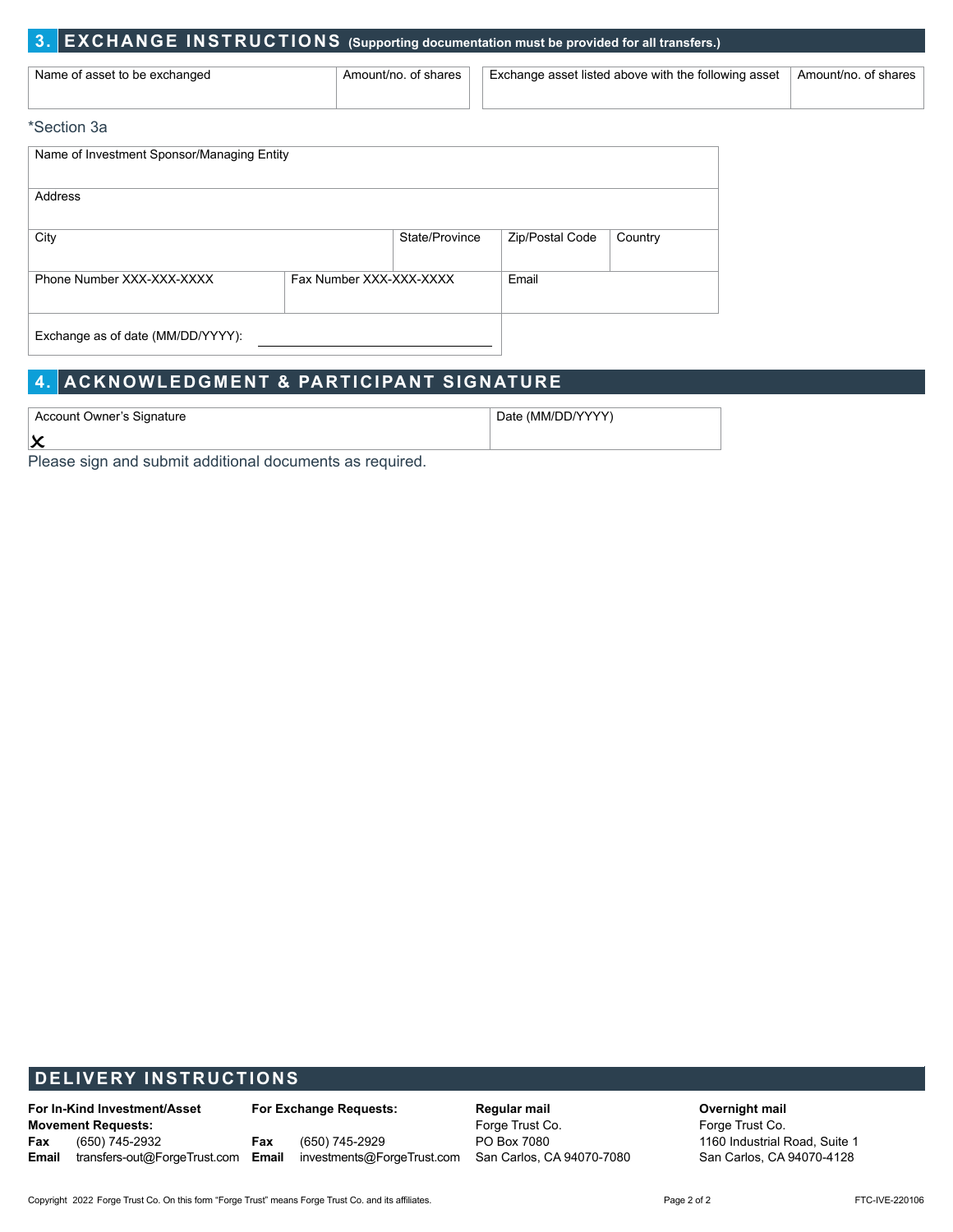## 3. EXCHANGE INSTRUCTIONS (Supporting documentation must be provided for all transfers.)

| Name of asset to be exchanged | Amount/no. of shares | Exchange asset listed above with the following asset | Amount/no. of shares |
| --- | --- | --- | --- |
| | | | |

*Section 3a

| Name of Investment Sponsor/Managing Entity | | | | |
| --- | --- | --- | --- | --- |
| Address | | | | |
| City | | State/Province | Zip/Postal Code | Country |
| Phone Number XXX-XXX-XXXX | Fax Number XXX-XXX-XXXX | | Email | |
| Exchange as of date (MM/DD/YYYY): ______________________ | | | | |

## 4. ACKNOWLEDGMENT & PARTICIPANT SIGNATURE

| Account Owner's Signature | Date (MM/DD/YYYY) |
| --- | --- |
| X | |

Please sign and submit additional documents as required.

## DELIVERY INSTRUCTIONS

**For In-Kind Investment/Asset Movement Requests:**
**Fax** (650) 745-2932
**Email** transfers-out@ForgeTrust.com

**For Exchange Requests:**
**Fax** (650) 745-2929
**Email** investments@ForgeTrust.com

**Regular mail**
Forge Trust Co.
PO Box 7080
San Carlos, CA 94070-7080

**Overnight mail**
Forge Trust Co.
1160 Industrial Road, Suite 1
San Carlos, CA 94070-4128

Copyright 2022 Forge Trust Co. On this form "Forge Trust" means Forge Trust Co. and its affiliates.

FTC-IVE-220106